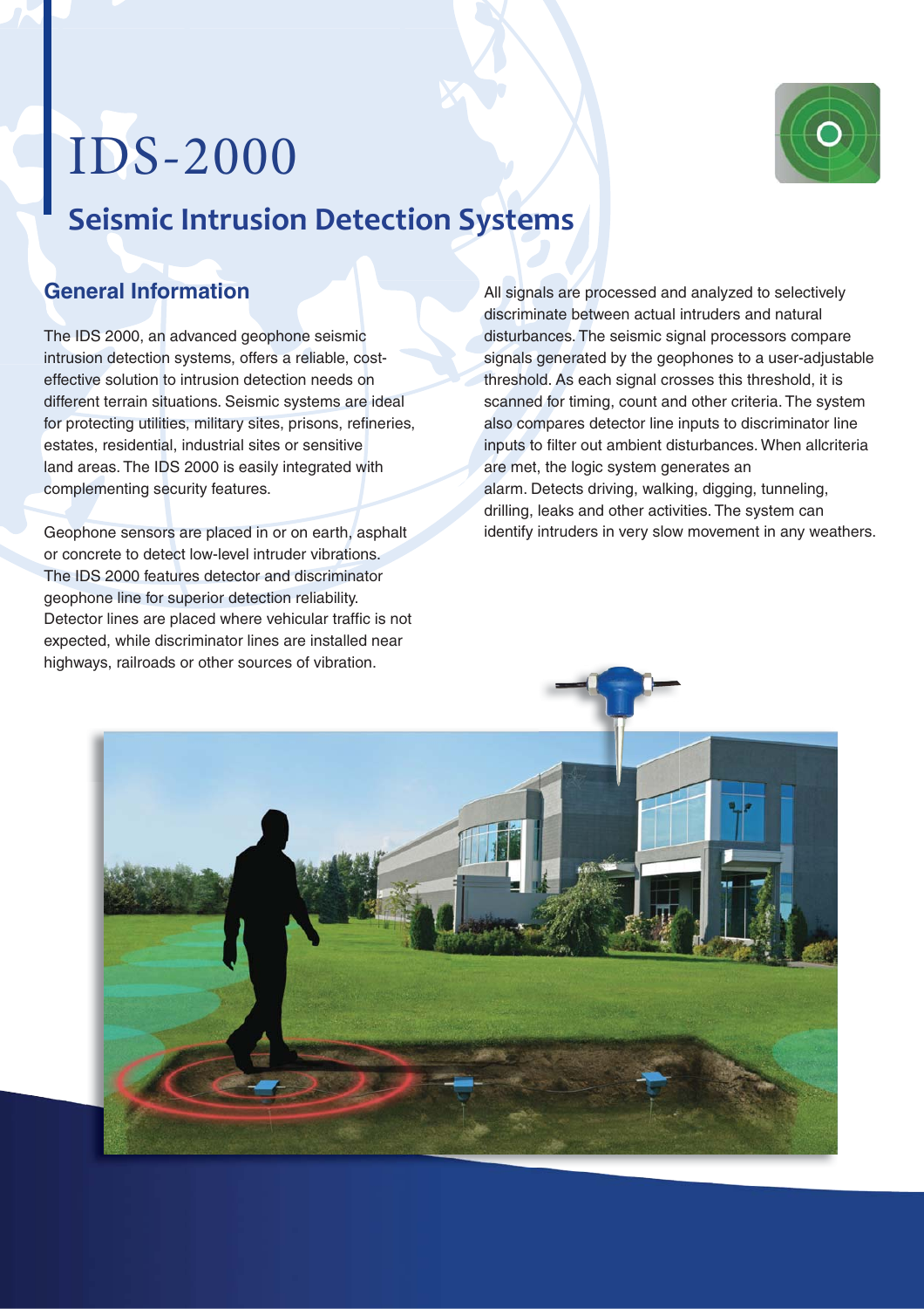# IDS-2000

## Seismic Intrusion Detection Systems

### General Information

The IDS 2000, an advanced geophone seismic intrusion detection systems, offers a reliable, cost-effective solution to intrusion detection needs on different terrain situations. Seismic systems are ideal for protecting utilities, military sites, prisons, refineries, estates, residential, industrial sites or sensitive land areas. The IDS 2000 is easily integrated with complementing security features.

Geophone sensors are placed in or on earth, asphalt or concrete to detect low-level intruder vibrations. The IDS 2000 features detector and discriminator geophone line for superior detection reliability. Detector lines are placed where vehicular traffic is not expected, while discriminator lines are installed near highways, railroads or other sources of vibration.

All signals are processed and analyzed to selectively discriminate between actual intruders and natural disturbances. The seismic signal processors compare signals generated by the geophones to a user-adjustable threshold. As each signal crosses this threshold, it is scanned for timing, count and other criteria. The system also compares detector line inputs to discriminator line inputs to filter out ambient disturbances. When allcriteria are met, the logic system generates an alarm. Detects driving, walking, digging, tunneling, drilling, leaks and other activities. The system can identify intruders in very slow movement in any weathers.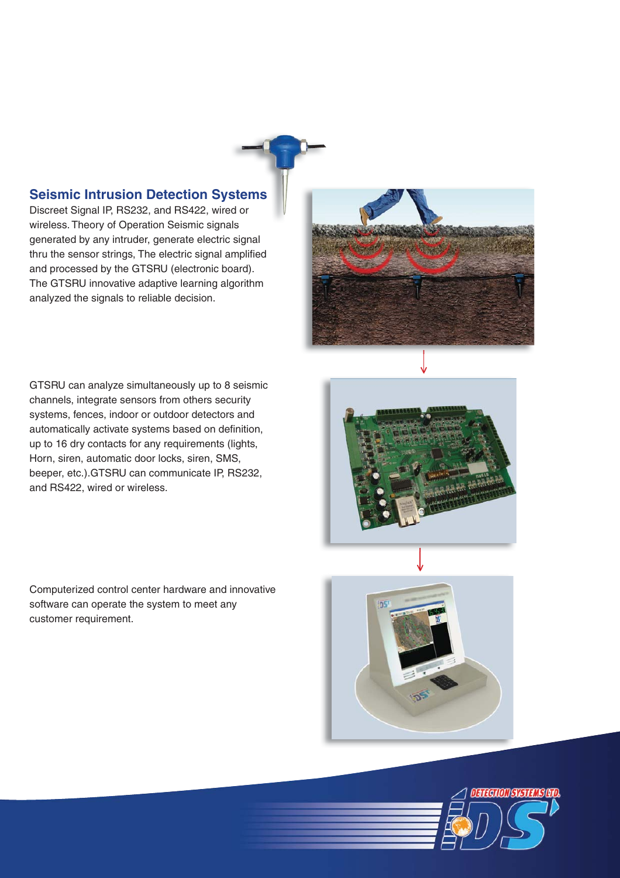## Seismic Intrusion Detection Systems

Discreet Signal IP, RS232, and RS422, wired or wireless. Theory of Operation Seismic signals generated by any intruder, generate electric signal thru the sensor strings, The electric signal amplified and processed by the GTSRU (electronic board). The GTSRU innovative adaptive learning algorithm analyzed the signals to reliable decision.

GTSRU can analyze simultaneously up to 8 seismic channels, integrate sensors from others security systems, fences, indoor or outdoor detectors and automatically activate systems based on definition, up to 16 dry contacts for any requirements (lights, Horn, siren, automatic door locks, siren, SMS, beeper, etc.).GTSRU can communicate IP, RS232, and RS422, wired or wireless.

Computerized control center hardware and innovative software can operate the system to meet any customer requirement.

DETECTION SYSTEMS LTD.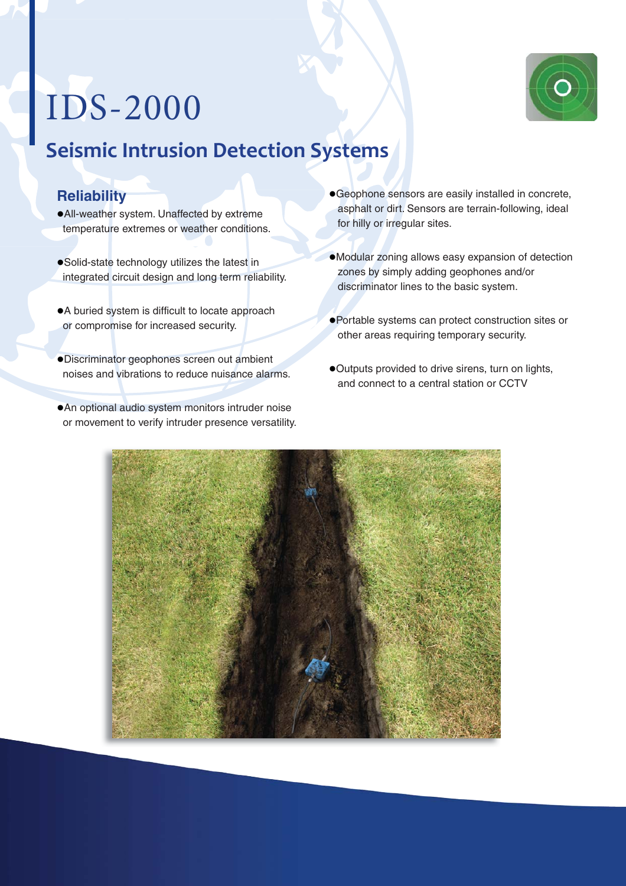# IDS-2000

## Seismic Intrusion Detection Systems

### Reliability

- All-weather system. Unaffected by extreme temperature extremes or weather conditions.
- Solid-state technology utilizes the latest in integrated circuit design and long term reliability.
- A buried system is difficult to locate approach or compromise for increased security.
- Discriminator geophones screen out ambient noises and vibrations to reduce nuisance alarms.
- An optional audio system monitors intruder noise or movement to verify intruder presence versatility.
- Geophone sensors are easily installed in concrete, asphalt or dirt. Sensors are terrain-following, ideal for hilly or irregular sites.
- Modular zoning allows easy expansion of detection zones by simply adding geophones and/or discriminator lines to the basic system.
- Portable systems can protect construction sites or other areas requiring temporary security.
- Outputs provided to drive sirens, turn on lights, and connect to a central station or CCTV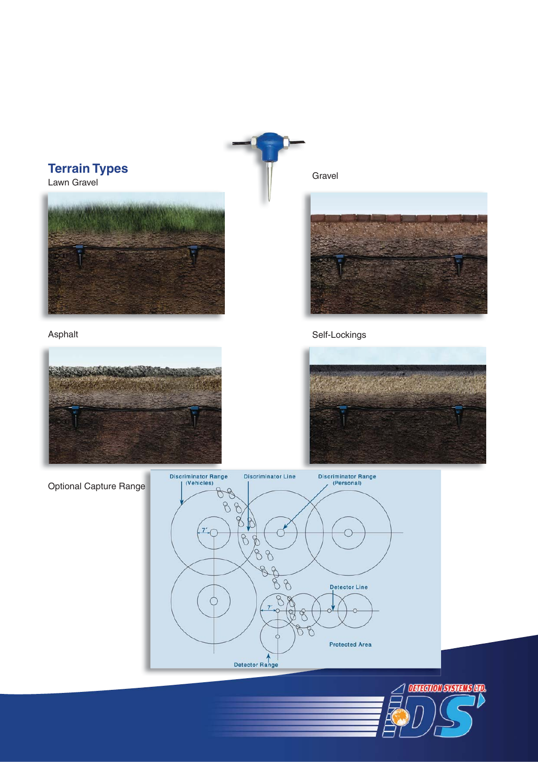## Terrain Types

Lawn Gravel

Gravel

Asphalt

Self-Lockings

Optional Capture Range

Discriminator Range (Vehicles)

Discriminator Line

Discriminator Range (Personal)

7'

Detector Line

7'

Protected Area

Detector Range